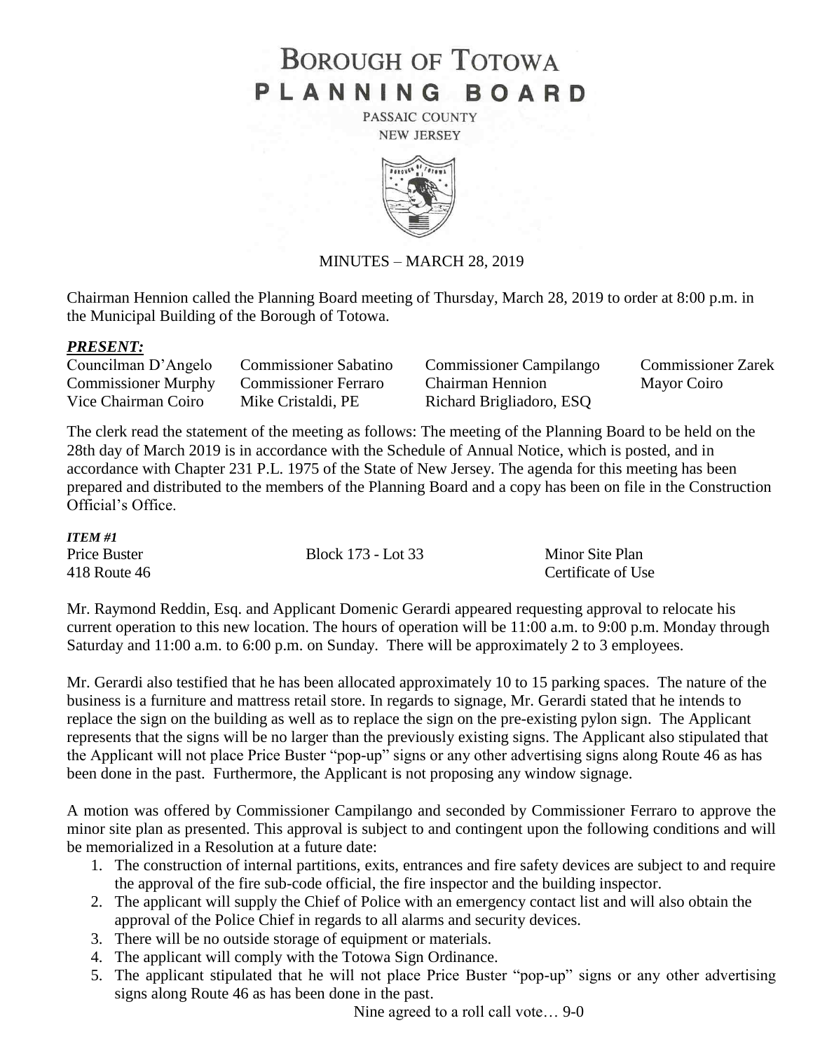# BOROUGH OF TOTOWA
# PLANNING BOARD

PASSAIC COUNTY
NEW JERSEY

MINUTES – MARCH 28, 2019

Chairman Hennion called the Planning Board meeting of Thursday, March 28, 2019 to order at 8:00 p.m. in the Municipal Building of the Borough of Totowa.

***PRESENT:***

| | | | |
|---|---|---|---|
| Councilman D'Angelo | Commissioner Sabatino | Commissioner Campilango | Commissioner Zarek |
| Commissioner Murphy | Commissioner Ferraro | Chairman Hennion | Mayor Coiro |
| Vice Chairman Coiro | Mike Cristaldi, PE | Richard Brigliadoro, ESQ | |

The clerk read the statement of the meeting as follows: The meeting of the Planning Board to be held on the 28th day of March 2019 is in accordance with the Schedule of Annual Notice, which is posted, and in accordance with Chapter 231 P.L. 1975 of the State of New Jersey. The agenda for this meeting has been prepared and distributed to the members of the Planning Board and a copy has been on file in the Construction Official's Office.

***ITEM #1***

| | | |
|---|---|---|
| Price Buster | Block 173 - Lot 33 | Minor Site Plan |
| 418 Route 46 | | Certificate of Use |

Mr. Raymond Reddin, Esq. and Applicant Domenic Gerardi appeared requesting approval to relocate his current operation to this new location. The hours of operation will be 11:00 a.m. to 9:00 p.m. Monday through Saturday and 11:00 a.m. to 6:00 p.m. on Sunday. There will be approximately 2 to 3 employees.

Mr. Gerardi also testified that he has been allocated approximately 10 to 15 parking spaces. The nature of the business is a furniture and mattress retail store. In regards to signage, Mr. Gerardi stated that he intends to replace the sign on the building as well as to replace the sign on the pre-existing pylon sign. The Applicant represents that the signs will be no larger than the previously existing signs. The Applicant also stipulated that the Applicant will not place Price Buster "pop-up" signs or any other advertising signs along Route 46 as has been done in the past. Furthermore, the Applicant is not proposing any window signage.

A motion was offered by Commissioner Campilango and seconded by Commissioner Ferraro to approve the minor site plan as presented. This approval is subject to and contingent upon the following conditions and will be memorialized in a Resolution at a future date:

1. The construction of internal partitions, exits, entrances and fire safety devices are subject to and require the approval of the fire sub-code official, the fire inspector and the building inspector.
2. The applicant will supply the Chief of Police with an emergency contact list and will also obtain the approval of the Police Chief in regards to all alarms and security devices.
3. There will be no outside storage of equipment or materials.
4. The applicant will comply with the Totowa Sign Ordinance.
5. The applicant stipulated that he will not place Price Buster "pop-up" signs or any other advertising signs along Route 46 as has been done in the past.

Nine agreed to a roll call vote… 9-0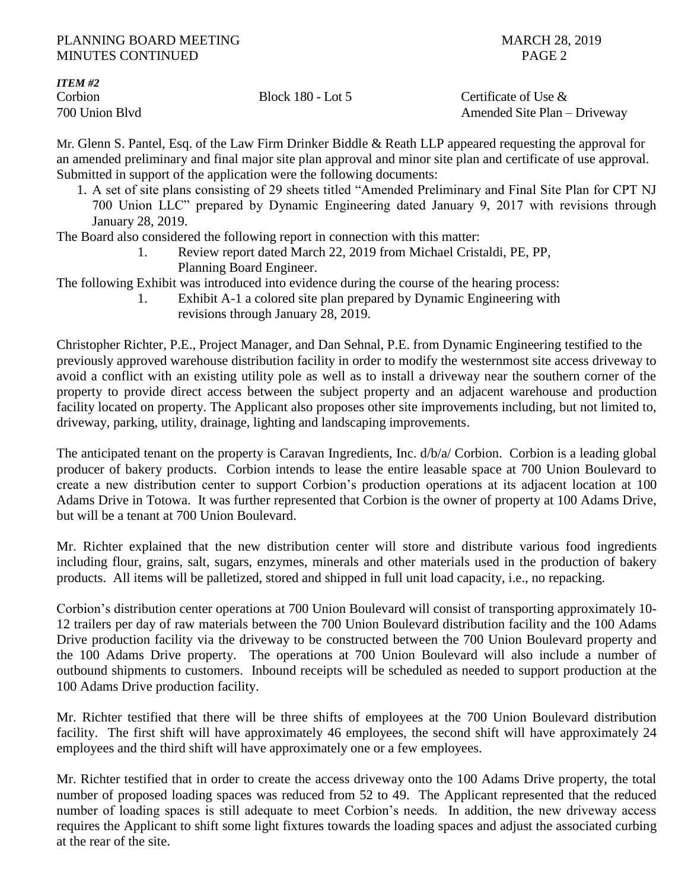***ITEM #2***

Corbion Block 180 - Lot 5 Certificate of Use &
700 Union Blvd Amended Site Plan – Driveway

Mr. Glenn S. Pantel, Esq. of the Law Firm Drinker Biddle & Reath LLP appeared requesting the approval for an amended preliminary and final major site plan approval and minor site plan and certificate of use approval. Submitted in support of the application were the following documents:

1. A set of site plans consisting of 29 sheets titled "Amended Preliminary and Final Site Plan for CPT NJ 700 Union LLC" prepared by Dynamic Engineering dated January 9, 2017 with revisions through January 28, 2019.

The Board also considered the following report in connection with this matter:

1. Review report dated March 22, 2019 from Michael Cristaldi, PE, PP, Planning Board Engineer.

The following Exhibit was introduced into evidence during the course of the hearing process:

1. Exhibit A-1 a colored site plan prepared by Dynamic Engineering with revisions through January 28, 2019.

Christopher Richter, P.E., Project Manager, and Dan Sehnal, P.E. from Dynamic Engineering testified to the previously approved warehouse distribution facility in order to modify the westernmost site access driveway to avoid a conflict with an existing utility pole as well as to install a driveway near the southern corner of the property to provide direct access between the subject property and an adjacent warehouse and production facility located on property. The Applicant also proposes other site improvements including, but not limited to, driveway, parking, utility, drainage, lighting and landscaping improvements.

The anticipated tenant on the property is Caravan Ingredients, Inc. d/b/a/ Corbion. Corbion is a leading global producer of bakery products. Corbion intends to lease the entire leasable space at 700 Union Boulevard to create a new distribution center to support Corbion's production operations at its adjacent location at 100 Adams Drive in Totowa. It was further represented that Corbion is the owner of property at 100 Adams Drive, but will be a tenant at 700 Union Boulevard.

Mr. Richter explained that the new distribution center will store and distribute various food ingredients including flour, grains, salt, sugars, enzymes, minerals and other materials used in the production of bakery products. All items will be palletized, stored and shipped in full unit load capacity, i.e., no repacking.

Corbion's distribution center operations at 700 Union Boulevard will consist of transporting approximately 10-12 trailers per day of raw materials between the 700 Union Boulevard distribution facility and the 100 Adams Drive production facility via the driveway to be constructed between the 700 Union Boulevard property and the 100 Adams Drive property. The operations at 700 Union Boulevard will also include a number of outbound shipments to customers. Inbound receipts will be scheduled as needed to support production at the 100 Adams Drive production facility.

Mr. Richter testified that there will be three shifts of employees at the 700 Union Boulevard distribution facility. The first shift will have approximately 46 employees, the second shift will have approximately 24 employees and the third shift will have approximately one or a few employees.

Mr. Richter testified that in order to create the access driveway onto the 100 Adams Drive property, the total number of proposed loading spaces was reduced from 52 to 49. The Applicant represented that the reduced number of loading spaces is still adequate to meet Corbion's needs. In addition, the new driveway access requires the Applicant to shift some light fixtures towards the loading spaces and adjust the associated curbing at the rear of the site.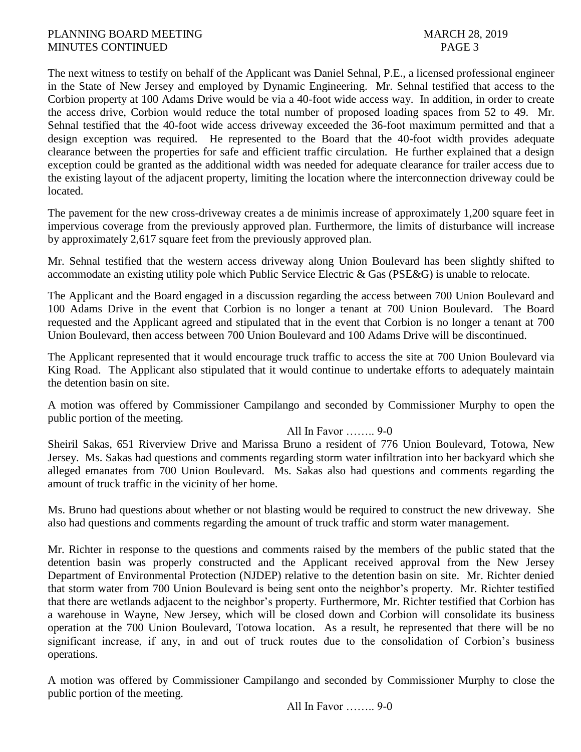The next witness to testify on behalf of the Applicant was Daniel Sehnal, P.E., a licensed professional engineer in the State of New Jersey and employed by Dynamic Engineering. Mr. Sehnal testified that access to the Corbion property at 100 Adams Drive would be via a 40-foot wide access way. In addition, in order to create the access drive, Corbion would reduce the total number of proposed loading spaces from 52 to 49. Mr. Sehnal testified that the 40-foot wide access driveway exceeded the 36-foot maximum permitted and that a design exception was required. He represented to the Board that the 40-foot width provides adequate clearance between the properties for safe and efficient traffic circulation. He further explained that a design exception could be granted as the additional width was needed for adequate clearance for trailer access due to the existing layout of the adjacent property, limiting the location where the interconnection driveway could be located.

The pavement for the new cross-driveway creates a de minimis increase of approximately 1,200 square feet in impervious coverage from the previously approved plan. Furthermore, the limits of disturbance will increase by approximately 2,617 square feet from the previously approved plan.

Mr. Sehnal testified that the western access driveway along Union Boulevard has been slightly shifted to accommodate an existing utility pole which Public Service Electric & Gas (PSE&G) is unable to relocate.

The Applicant and the Board engaged in a discussion regarding the access between 700 Union Boulevard and 100 Adams Drive in the event that Corbion is no longer a tenant at 700 Union Boulevard. The Board requested and the Applicant agreed and stipulated that in the event that Corbion is no longer a tenant at 700 Union Boulevard, then access between 700 Union Boulevard and 100 Adams Drive will be discontinued.

The Applicant represented that it would encourage truck traffic to access the site at 700 Union Boulevard via King Road. The Applicant also stipulated that it would continue to undertake efforts to adequately maintain the detention basin on site.

A motion was offered by Commissioner Campilango and seconded by Commissioner Murphy to open the public portion of the meeting.

All In Favor …….. 9-0

Sheiril Sakas, 651 Riverview Drive and Marissa Bruno a resident of 776 Union Boulevard, Totowa, New Jersey. Ms. Sakas had questions and comments regarding storm water infiltration into her backyard which she alleged emanates from 700 Union Boulevard. Ms. Sakas also had questions and comments regarding the amount of truck traffic in the vicinity of her home.

Ms. Bruno had questions about whether or not blasting would be required to construct the new driveway. She also had questions and comments regarding the amount of truck traffic and storm water management.

Mr. Richter in response to the questions and comments raised by the members of the public stated that the detention basin was properly constructed and the Applicant received approval from the New Jersey Department of Environmental Protection (NJDEP) relative to the detention basin on site. Mr. Richter denied that storm water from 700 Union Boulevard is being sent onto the neighbor's property. Mr. Richter testified that there are wetlands adjacent to the neighbor's property. Furthermore, Mr. Richter testified that Corbion has a warehouse in Wayne, New Jersey, which will be closed down and Corbion will consolidate its business operation at the 700 Union Boulevard, Totowa location. As a result, he represented that there will be no significant increase, if any, in and out of truck routes due to the consolidation of Corbion's business operations.

A motion was offered by Commissioner Campilango and seconded by Commissioner Murphy to close the public portion of the meeting.

All In Favor …….. 9-0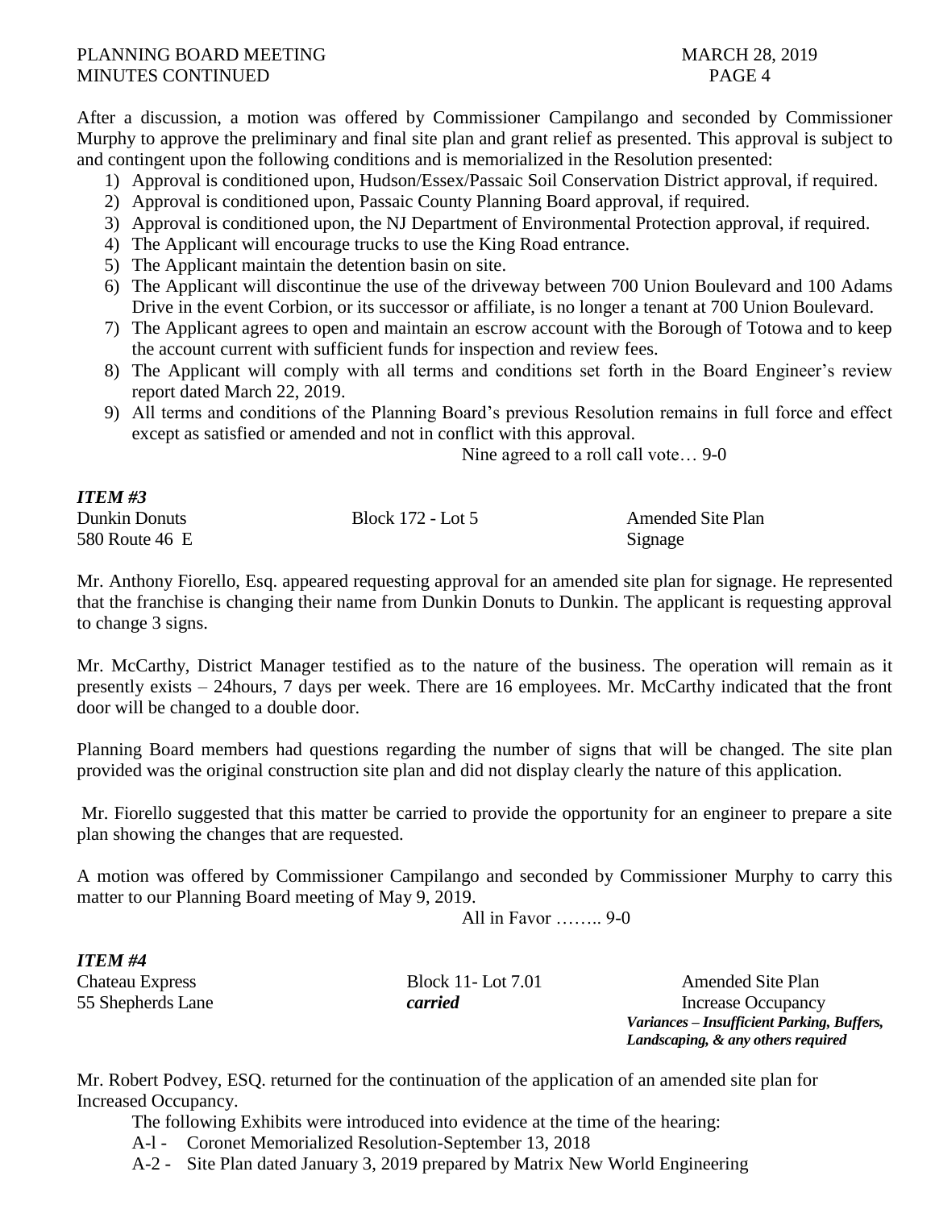After a discussion, a motion was offered by Commissioner Campilango and seconded by Commissioner Murphy to approve the preliminary and final site plan and grant relief as presented. This approval is subject to and contingent upon the following conditions and is memorialized in the Resolution presented:

1) Approval is conditioned upon, Hudson/Essex/Passaic Soil Conservation District approval, if required.
2) Approval is conditioned upon, Passaic County Planning Board approval, if required.
3) Approval is conditioned upon, the NJ Department of Environmental Protection approval, if required.
4) The Applicant will encourage trucks to use the King Road entrance.
5) The Applicant maintain the detention basin on site.
6) The Applicant will discontinue the use of the driveway between 700 Union Boulevard and 100 Adams Drive in the event Corbion, or its successor or affiliate, is no longer a tenant at 700 Union Boulevard.
7) The Applicant agrees to open and maintain an escrow account with the Borough of Totowa and to keep the account current with sufficient funds for inspection and review fees.
8) The Applicant will comply with all terms and conditions set forth in the Board Engineer's review report dated March 22, 2019.
9) All terms and conditions of the Planning Board's previous Resolution remains in full force and effect except as satisfied or amended and not in conflict with this approval.

Nine agreed to a roll call vote… 9-0

***ITEM #3***

Dunkin Donuts | Block 172 - Lot 5 | Amended Site Plan
580 Route 46 E | | Signage

Mr. Anthony Fiorello, Esq. appeared requesting approval for an amended site plan for signage. He represented that the franchise is changing their name from Dunkin Donuts to Dunkin. The applicant is requesting approval to change 3 signs.

Mr. McCarthy, District Manager testified as to the nature of the business. The operation will remain as it presently exists – 24hours, 7 days per week. There are 16 employees. Mr. McCarthy indicated that the front door will be changed to a double door.

Planning Board members had questions regarding the number of signs that will be changed. The site plan provided was the original construction site plan and did not display clearly the nature of this application.

Mr. Fiorello suggested that this matter be carried to provide the opportunity for an engineer to prepare a site plan showing the changes that are requested.

A motion was offered by Commissioner Campilango and seconded by Commissioner Murphy to carry this matter to our Planning Board meeting of May 9, 2019.

All in Favor …….. 9-0

***ITEM #4***

Chateau Express | Block 11- Lot 7.01 | Amended Site Plan
55 Shepherds Lane | ***carried*** | Increase Occupancy

***Variances – Insufficient Parking, Buffers, Landscaping, & any others required***

Mr. Robert Podvey, ESQ. returned for the continuation of the application of an amended site plan for Increased Occupancy.

The following Exhibits were introduced into evidence at the time of the hearing:

A-l - Coronet Memorialized Resolution-September 13, 2018
A-2 - Site Plan dated January 3, 2019 prepared by Matrix New World Engineering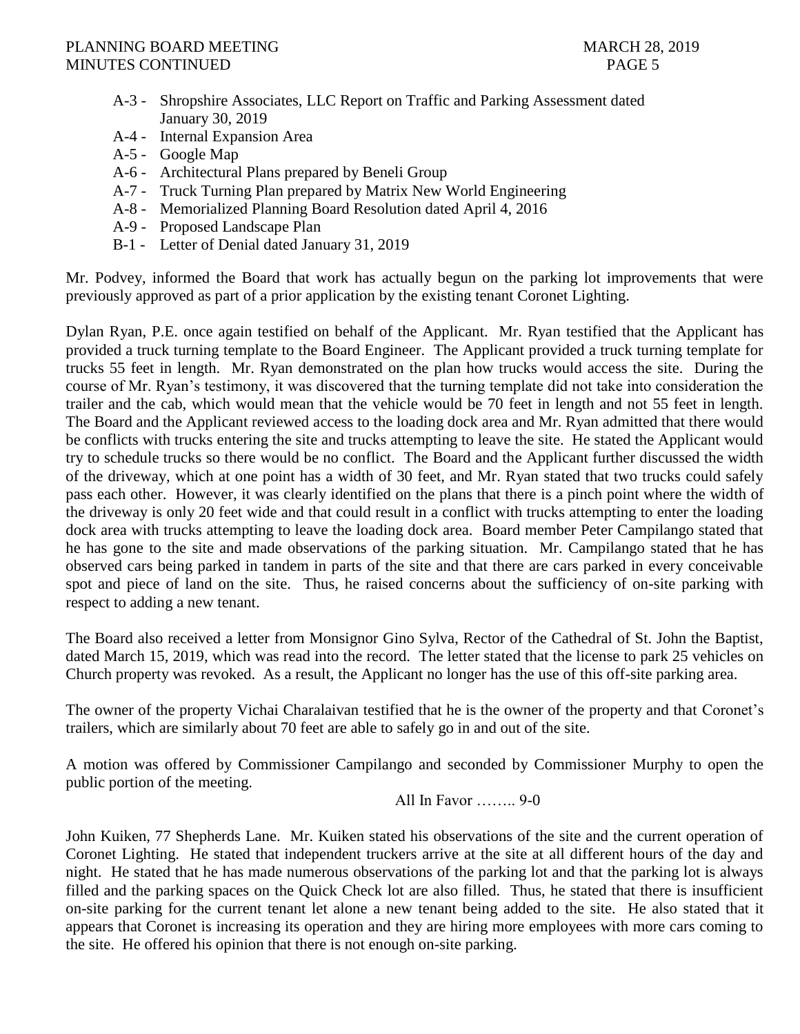- A-3 - Shropshire Associates, LLC Report on Traffic and Parking Assessment dated January 30, 2019
- A-4 - Internal Expansion Area
- A-5 - Google Map
- A-6 - Architectural Plans prepared by Beneli Group
- A-7 - Truck Turning Plan prepared by Matrix New World Engineering
- A-8 - Memorialized Planning Board Resolution dated April 4, 2016
- A-9 - Proposed Landscape Plan
- B-1 - Letter of Denial dated January 31, 2019

Mr. Podvey, informed the Board that work has actually begun on the parking lot improvements that were previously approved as part of a prior application by the existing tenant Coronet Lighting.

Dylan Ryan, P.E. once again testified on behalf of the Applicant. Mr. Ryan testified that the Applicant has provided a truck turning template to the Board Engineer. The Applicant provided a truck turning template for trucks 55 feet in length. Mr. Ryan demonstrated on the plan how trucks would access the site. During the course of Mr. Ryan's testimony, it was discovered that the turning template did not take into consideration the trailer and the cab, which would mean that the vehicle would be 70 feet in length and not 55 feet in length. The Board and the Applicant reviewed access to the loading dock area and Mr. Ryan admitted that there would be conflicts with trucks entering the site and trucks attempting to leave the site. He stated the Applicant would try to schedule trucks so there would be no conflict. The Board and the Applicant further discussed the width of the driveway, which at one point has a width of 30 feet, and Mr. Ryan stated that two trucks could safely pass each other. However, it was clearly identified on the plans that there is a pinch point where the width of the driveway is only 20 feet wide and that could result in a conflict with trucks attempting to enter the loading dock area with trucks attempting to leave the loading dock area. Board member Peter Campilango stated that he has gone to the site and made observations of the parking situation. Mr. Campilango stated that he has observed cars being parked in tandem in parts of the site and that there are cars parked in every conceivable spot and piece of land on the site. Thus, he raised concerns about the sufficiency of on-site parking with respect to adding a new tenant.

The Board also received a letter from Monsignor Gino Sylva, Rector of the Cathedral of St. John the Baptist, dated March 15, 2019, which was read into the record. The letter stated that the license to park 25 vehicles on Church property was revoked. As a result, the Applicant no longer has the use of this off-site parking area.

The owner of the property Vichai Charalaivan testified that he is the owner of the property and that Coronet's trailers, which are similarly about 70 feet are able to safely go in and out of the site.

A motion was offered by Commissioner Campilango and seconded by Commissioner Murphy to open the public portion of the meeting.

All In Favor …….. 9-0

John Kuiken, 77 Shepherds Lane. Mr. Kuiken stated his observations of the site and the current operation of Coronet Lighting. He stated that independent truckers arrive at the site at all different hours of the day and night. He stated that he has made numerous observations of the parking lot and that the parking lot is always filled and the parking spaces on the Quick Check lot are also filled. Thus, he stated that there is insufficient on-site parking for the current tenant let alone a new tenant being added to the site. He also stated that it appears that Coronet is increasing its operation and they are hiring more employees with more cars coming to the site. He offered his opinion that there is not enough on-site parking.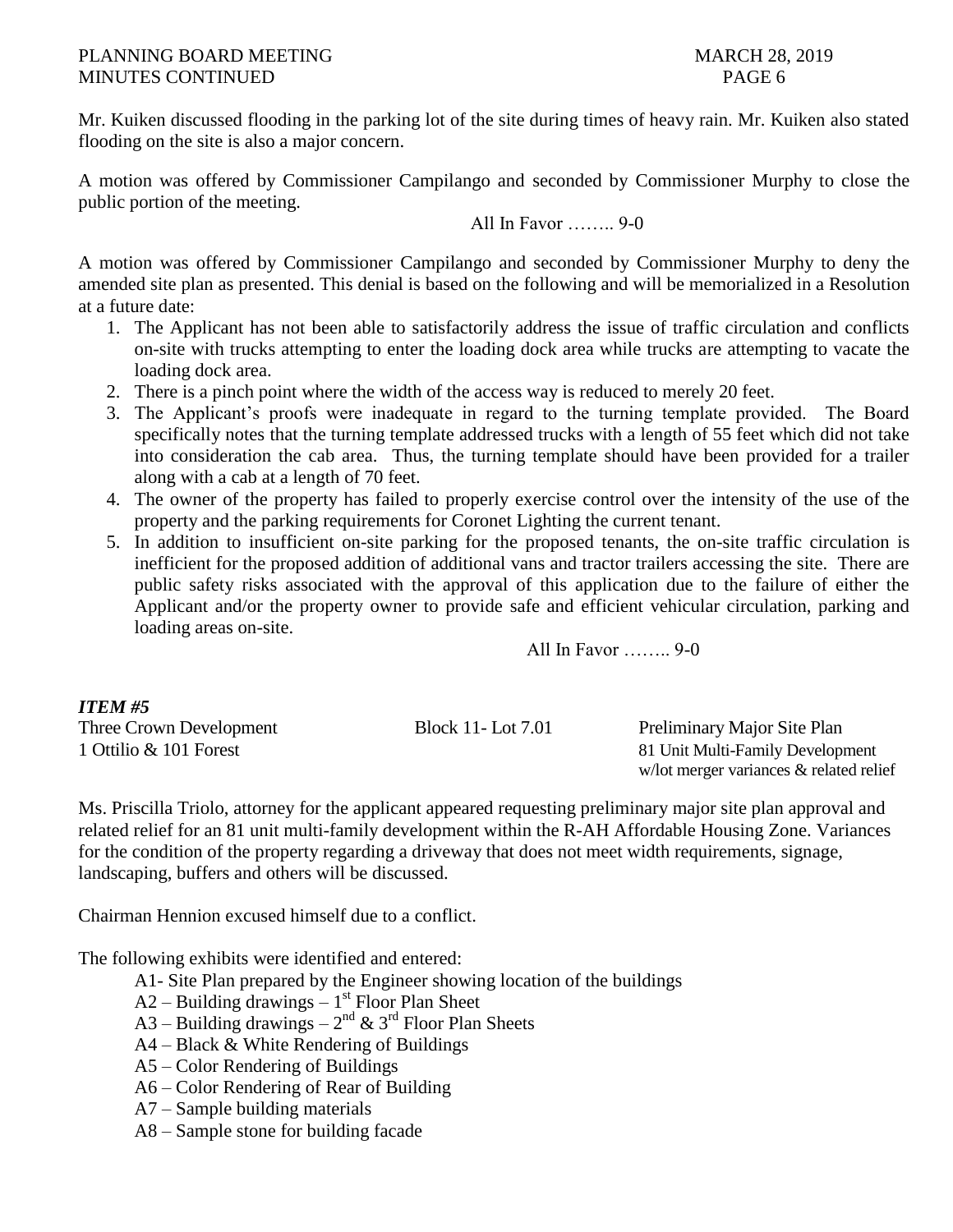Mr. Kuiken discussed flooding in the parking lot of the site during times of heavy rain. Mr. Kuiken also stated flooding on the site is also a major concern.

A motion was offered by Commissioner Campilango and seconded by Commissioner Murphy to close the public portion of the meeting.

All In Favor …….. 9-0

A motion was offered by Commissioner Campilango and seconded by Commissioner Murphy to deny the amended site plan as presented. This denial is based on the following and will be memorialized in a Resolution at a future date:

1. The Applicant has not been able to satisfactorily address the issue of traffic circulation and conflicts on-site with trucks attempting to enter the loading dock area while trucks are attempting to vacate the loading dock area.
2. There is a pinch point where the width of the access way is reduced to merely 20 feet.
3. The Applicant's proofs were inadequate in regard to the turning template provided. The Board specifically notes that the turning template addressed trucks with a length of 55 feet which did not take into consideration the cab area. Thus, the turning template should have been provided for a trailer along with a cab at a length of 70 feet.
4. The owner of the property has failed to properly exercise control over the intensity of the use of the property and the parking requirements for Coronet Lighting the current tenant.
5. In addition to insufficient on-site parking for the proposed tenants, the on-site traffic circulation is inefficient for the proposed addition of additional vans and tractor trailers accessing the site. There are public safety risks associated with the approval of this application due to the failure of either the Applicant and/or the property owner to provide safe and efficient vehicular circulation, parking and loading areas on-site.

All In Favor …….. 9-0

***ITEM #5***

Three Crown Development — Block 11- Lot 7.01 — Preliminary Major Site Plan
1 Ottilio & 101 Forest — 81 Unit Multi-Family Development w/lot merger variances & related relief

Ms. Priscilla Triolo, attorney for the applicant appeared requesting preliminary major site plan approval and related relief for an 81 unit multi-family development within the R-AH Affordable Housing Zone. Variances for the condition of the property regarding a driveway that does not meet width requirements, signage, landscaping, buffers and others will be discussed.

Chairman Hennion excused himself due to a conflict.

The following exhibits were identified and entered:

- A1- Site Plan prepared by the Engineer showing location of the buildings
- A2 – Building drawings – 1st Floor Plan Sheet
- A3 – Building drawings – 2nd & 3rd Floor Plan Sheets
- A4 – Black & White Rendering of Buildings
- A5 – Color Rendering of Buildings
- A6 – Color Rendering of Rear of Building
- A7 – Sample building materials
- A8 – Sample stone for building facade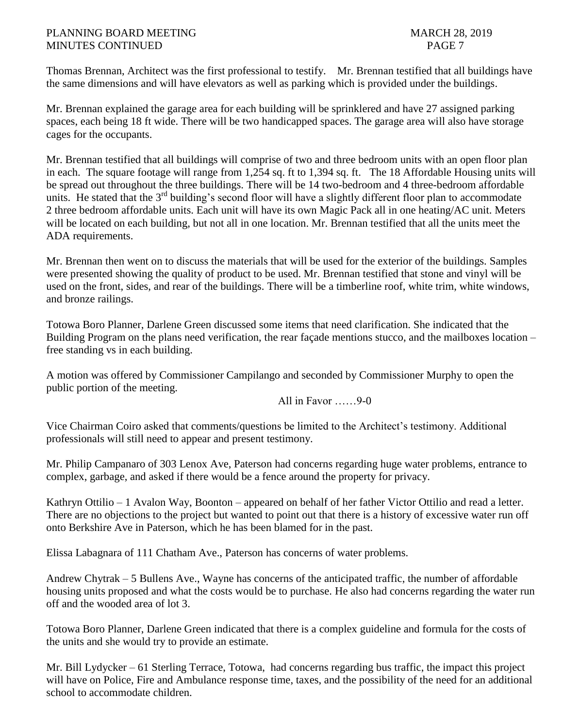Thomas Brennan, Architect was the first professional to testify. Mr. Brennan testified that all buildings have the same dimensions and will have elevators as well as parking which is provided under the buildings.

Mr. Brennan explained the garage area for each building will be sprinklered and have 27 assigned parking spaces, each being 18 ft wide. There will be two handicapped spaces. The garage area will also have storage cages for the occupants.

Mr. Brennan testified that all buildings will comprise of two and three bedroom units with an open floor plan in each. The square footage will range from 1,254 sq. ft to 1,394 sq. ft. The 18 Affordable Housing units will be spread out throughout the three buildings. There will be 14 two-bedroom and 4 three-bedroom affordable units. He stated that the 3rd building's second floor will have a slightly different floor plan to accommodate 2 three bedroom affordable units. Each unit will have its own Magic Pack all in one heating/AC unit. Meters will be located on each building, but not all in one location. Mr. Brennan testified that all the units meet the ADA requirements.

Mr. Brennan then went on to discuss the materials that will be used for the exterior of the buildings. Samples were presented showing the quality of product to be used. Mr. Brennan testified that stone and vinyl will be used on the front, sides, and rear of the buildings. There will be a timberline roof, white trim, white windows, and bronze railings.

Totowa Boro Planner, Darlene Green discussed some items that need clarification. She indicated that the Building Program on the plans need verification, the rear façade mentions stucco, and the mailboxes location – free standing vs in each building.

A motion was offered by Commissioner Campilango and seconded by Commissioner Murphy to open the public portion of the meeting.

All in Favor ……9-0

Vice Chairman Coiro asked that comments/questions be limited to the Architect's testimony. Additional professionals will still need to appear and present testimony.

Mr. Philip Campanaro of 303 Lenox Ave, Paterson had concerns regarding huge water problems, entrance to complex, garbage, and asked if there would be a fence around the property for privacy.

Kathryn Ottilio – 1 Avalon Way, Boonton – appeared on behalf of her father Victor Ottilio and read a letter. There are no objections to the project but wanted to point out that there is a history of excessive water run off onto Berkshire Ave in Paterson, which he has been blamed for in the past.

Elissa Labagnara of 111 Chatham Ave., Paterson has concerns of water problems.

Andrew Chytrak – 5 Bullens Ave., Wayne has concerns of the anticipated traffic, the number of affordable housing units proposed and what the costs would be to purchase. He also had concerns regarding the water run off and the wooded area of lot 3.

Totowa Boro Planner, Darlene Green indicated that there is a complex guideline and formula for the costs of the units and she would try to provide an estimate.

Mr. Bill Lydycker – 61 Sterling Terrace, Totowa, had concerns regarding bus traffic, the impact this project will have on Police, Fire and Ambulance response time, taxes, and the possibility of the need for an additional school to accommodate children.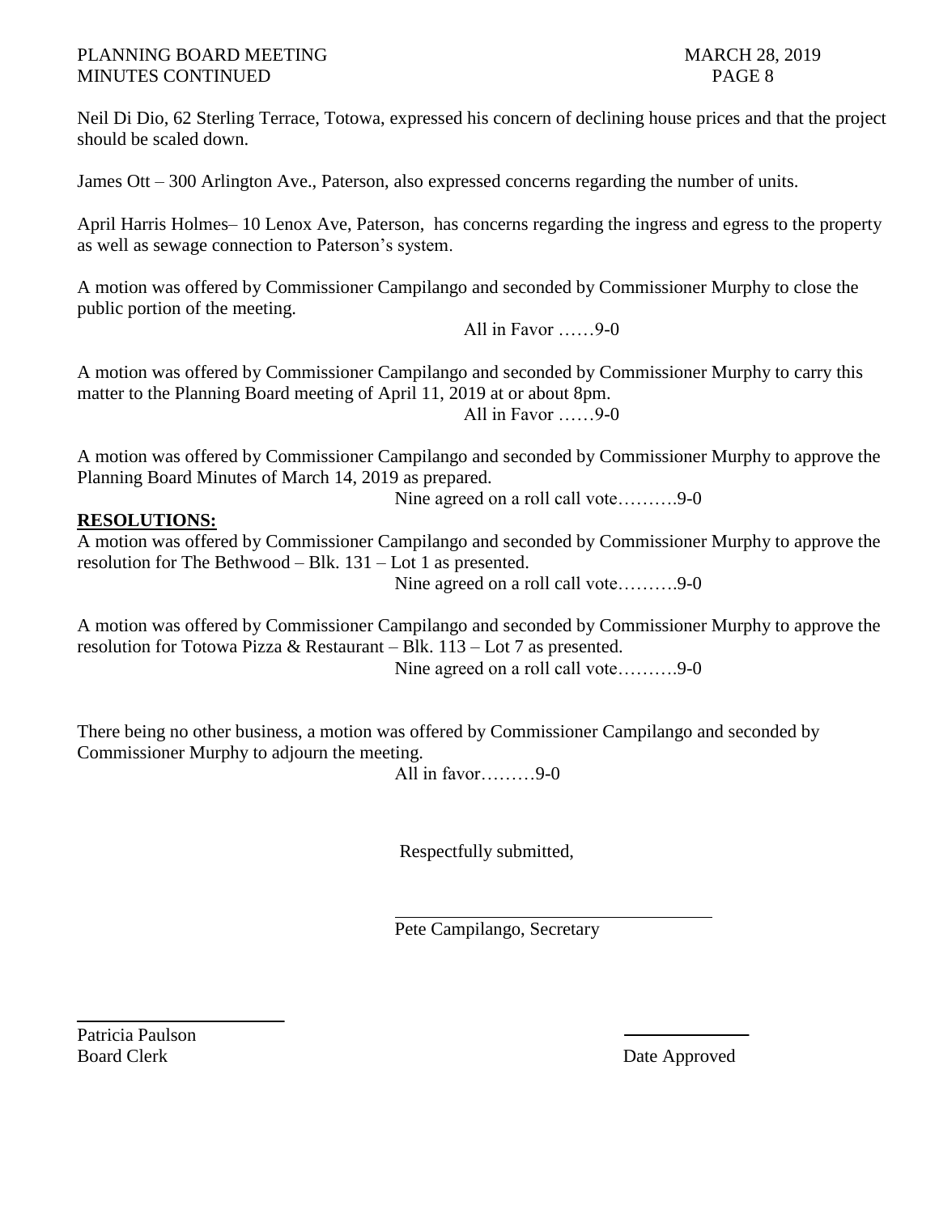Neil Di Dio, 62 Sterling Terrace, Totowa, expressed his concern of declining house prices and that the project should be scaled down.

James Ott – 300 Arlington Ave., Paterson, also expressed concerns regarding the number of units.

April Harris Holmes– 10 Lenox Ave, Paterson, has concerns regarding the ingress and egress to the property as well as sewage connection to Paterson's system.

A motion was offered by Commissioner Campilango and seconded by Commissioner Murphy to close the public portion of the meeting.

All in Favor ……9-0

A motion was offered by Commissioner Campilango and seconded by Commissioner Murphy to carry this matter to the Planning Board meeting of April 11, 2019 at or about 8pm.

All in Favor ……9-0

A motion was offered by Commissioner Campilango and seconded by Commissioner Murphy to approve the Planning Board Minutes of March 14, 2019 as prepared.

Nine agreed on a roll call vote……….9-0

**RESOLUTIONS:**

A motion was offered by Commissioner Campilango and seconded by Commissioner Murphy to approve the resolution for The Bethwood – Blk. 131 – Lot 1 as presented.

Nine agreed on a roll call vote……….9-0

A motion was offered by Commissioner Campilango and seconded by Commissioner Murphy to approve the resolution for Totowa Pizza & Restaurant – Blk. 113 – Lot 7 as presented.

Nine agreed on a roll call vote……….9-0

There being no other business, a motion was offered by Commissioner Campilango and seconded by Commissioner Murphy to adjourn the meeting.

All in favor………9-0

Respectfully submitted,

Pete Campilango, Secretary

Patricia Paulson
Board Clerk

Date Approved